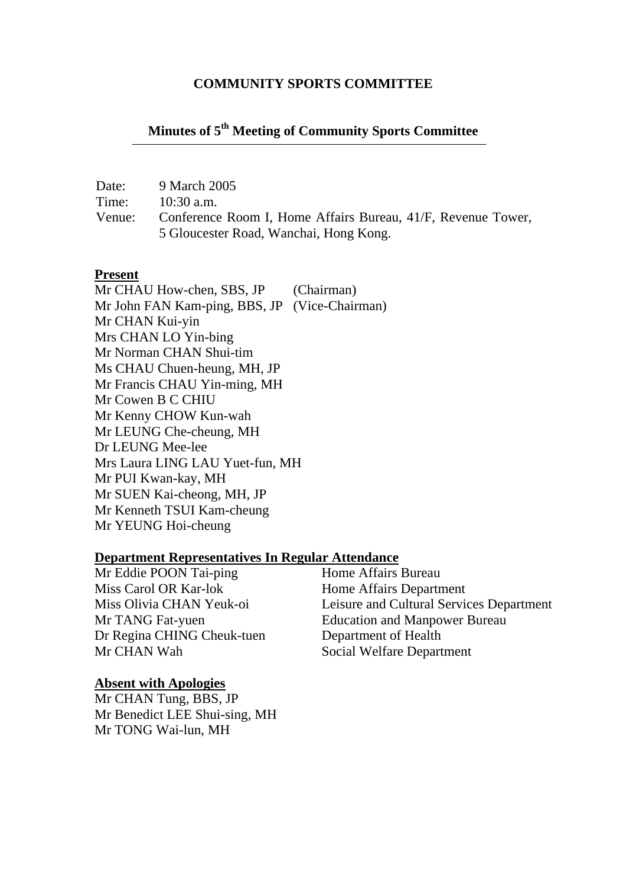# COMMUNITY SPORTS COMMITTEE

## Minutes of 5th Meeting of Community Sports Committee

Date: 9 March 2005
Time: 10:30 a.m.
Venue: Conference Room I, Home Affairs Bureau, 41/F, Revenue Tower, 5 Gloucester Road, Wanchai, Hong Kong.

**Present**

Mr CHAU How-chen, SBS, JP (Chairman)
Mr John FAN Kam-ping, BBS, JP (Vice-Chairman)
Mr CHAN Kui-yin
Mrs CHAN LO Yin-bing
Mr Norman CHAN Shui-tim
Ms CHAU Chuen-heung, MH, JP
Mr Francis CHAU Yin-ming, MH
Mr Cowen B C CHIU
Mr Kenny CHOW Kun-wah
Mr LEUNG Che-cheung, MH
Dr LEUNG Mee-lee
Mrs Laura LING LAU Yuet-fun, MH
Mr PUI Kwan-kay, MH
Mr SUEN Kai-cheong, MH, JP
Mr Kenneth TSUI Kam-cheung
Mr YEUNG Hoi-cheung

**Department Representatives In Regular Attendance**

| | |
|---|---|
| Mr Eddie POON Tai-ping | Home Affairs Bureau |
| Miss Carol OR Kar-lok | Home Affairs Department |
| Miss Olivia CHAN Yeuk-oi | Leisure and Cultural Services Department |
| Mr TANG Fat-yuen | Education and Manpower Bureau |
| Dr Regina CHING Cheuk-tuen | Department of Health |
| Mr CHAN Wah | Social Welfare Department |

**Absent with Apologies**

Mr CHAN Tung, BBS, JP
Mr Benedict LEE Shui-sing, MH
Mr TONG Wai-lun, MH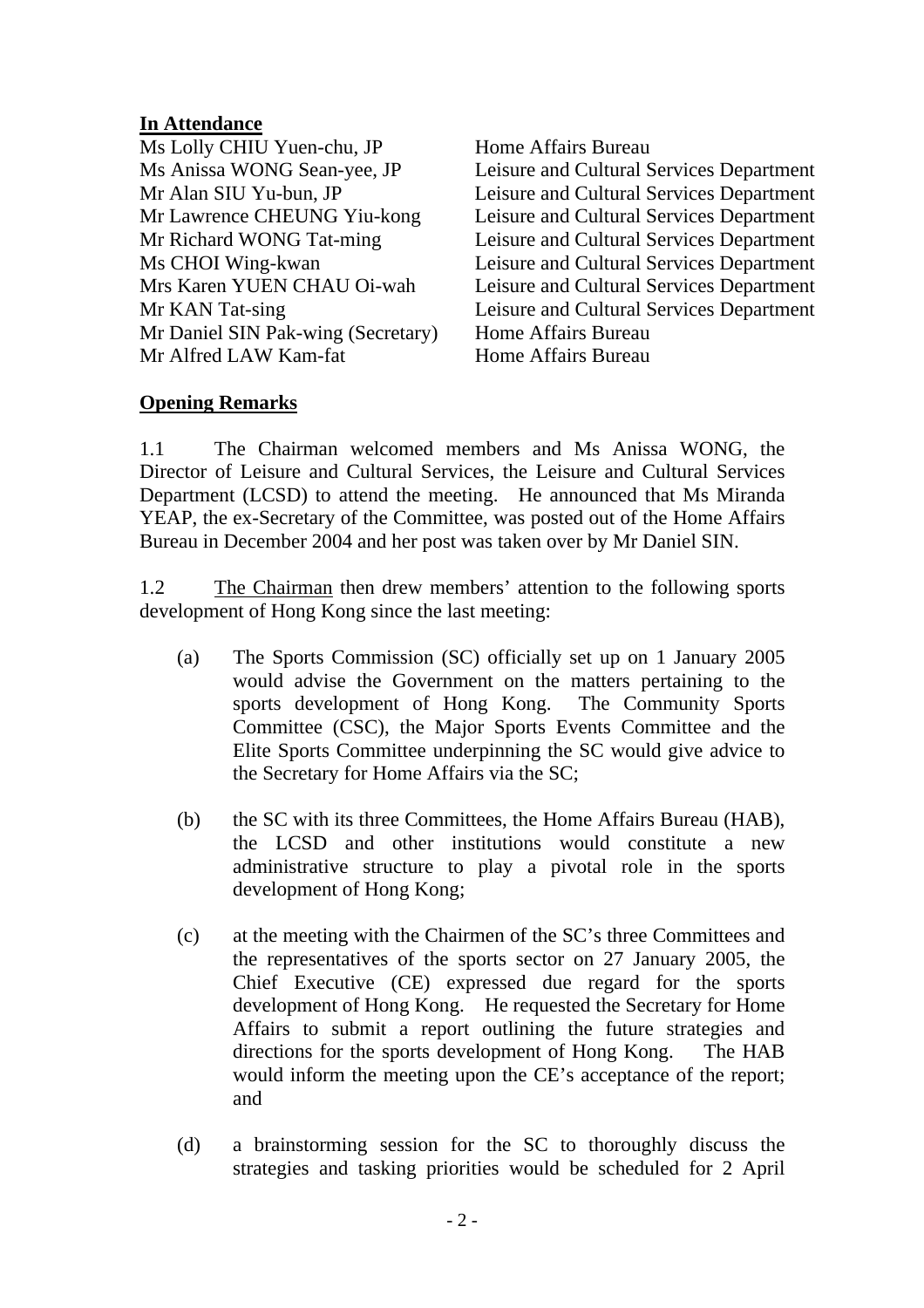**In Attendance**

| | |
|---|---|
| Ms Lolly CHIU Yuen-chu, JP | Home Affairs Bureau |
| Ms Anissa WONG Sean-yee, JP | Leisure and Cultural Services Department |
| Mr Alan SIU Yu-bun, JP | Leisure and Cultural Services Department |
| Mr Lawrence CHEUNG Yiu-kong | Leisure and Cultural Services Department |
| Mr Richard WONG Tat-ming | Leisure and Cultural Services Department |
| Ms CHOI Wing-kwan | Leisure and Cultural Services Department |
| Mrs Karen YUEN CHAU Oi-wah | Leisure and Cultural Services Department |
| Mr KAN Tat-sing | Leisure and Cultural Services Department |
| Mr Daniel SIN Pak-wing (Secretary) | Home Affairs Bureau |
| Mr Alfred LAW Kam-fat | Home Affairs Bureau |

**Opening Remarks**

1.1 The Chairman welcomed members and Ms Anissa WONG, the Director of Leisure and Cultural Services, the Leisure and Cultural Services Department (LCSD) to attend the meeting. He announced that Ms Miranda YEAP, the ex-Secretary of the Committee, was posted out of the Home Affairs Bureau in December 2004 and her post was taken over by Mr Daniel SIN.

1.2 The Chairman then drew members' attention to the following sports development of Hong Kong since the last meeting:

(a) The Sports Commission (SC) officially set up on 1 January 2005 would advise the Government on the matters pertaining to the sports development of Hong Kong. The Community Sports Committee (CSC), the Major Sports Events Committee and the Elite Sports Committee underpinning the SC would give advice to the Secretary for Home Affairs via the SC;

(b) the SC with its three Committees, the Home Affairs Bureau (HAB), the LCSD and other institutions would constitute a new administrative structure to play a pivotal role in the sports development of Hong Kong;

(c) at the meeting with the Chairmen of the SC's three Committees and the representatives of the sports sector on 27 January 2005, the Chief Executive (CE) expressed due regard for the sports development of Hong Kong. He requested the Secretary for Home Affairs to submit a report outlining the future strategies and directions for the sports development of Hong Kong. The HAB would inform the meeting upon the CE's acceptance of the report; and

(d) a brainstorming session for the SC to thoroughly discuss the strategies and tasking priorities would be scheduled for 2 April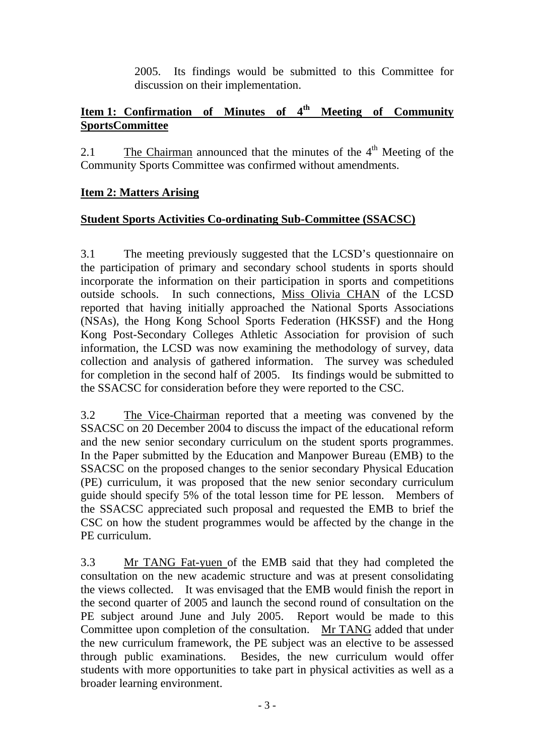2005. Its findings would be submitted to this Committee for discussion on their implementation.

**Item 1: Confirmation of Minutes of 4th Meeting of Community SportsCommittee**

2.1 The Chairman announced that the minutes of the 4th Meeting of the Community Sports Committee was confirmed without amendments.

**Item 2: Matters Arising**

**Student Sports Activities Co-ordinating Sub-Committee (SSACSC)**

3.1 The meeting previously suggested that the LCSD's questionnaire on the participation of primary and secondary school students in sports should incorporate the information on their participation in sports and competitions outside schools. In such connections, Miss Olivia CHAN of the LCSD reported that having initially approached the National Sports Associations (NSAs), the Hong Kong School Sports Federation (HKSSF) and the Hong Kong Post-Secondary Colleges Athletic Association for provision of such information, the LCSD was now examining the methodology of survey, data collection and analysis of gathered information. The survey was scheduled for completion in the second half of 2005. Its findings would be submitted to the SSACSC for consideration before they were reported to the CSC.

3.2 The Vice-Chairman reported that a meeting was convened by the SSACSC on 20 December 2004 to discuss the impact of the educational reform and the new senior secondary curriculum on the student sports programmes. In the Paper submitted by the Education and Manpower Bureau (EMB) to the SSACSC on the proposed changes to the senior secondary Physical Education (PE) curriculum, it was proposed that the new senior secondary curriculum guide should specify 5% of the total lesson time for PE lesson. Members of the SSACSC appreciated such proposal and requested the EMB to brief the CSC on how the student programmes would be affected by the change in the PE curriculum.

3.3 Mr TANG Fat-yuen of the EMB said that they had completed the consultation on the new academic structure and was at present consolidating the views collected. It was envisaged that the EMB would finish the report in the second quarter of 2005 and launch the second round of consultation on the PE subject around June and July 2005. Report would be made to this Committee upon completion of the consultation. Mr TANG added that under the new curriculum framework, the PE subject was an elective to be assessed through public examinations. Besides, the new curriculum would offer students with more opportunities to take part in physical activities as well as a broader learning environment.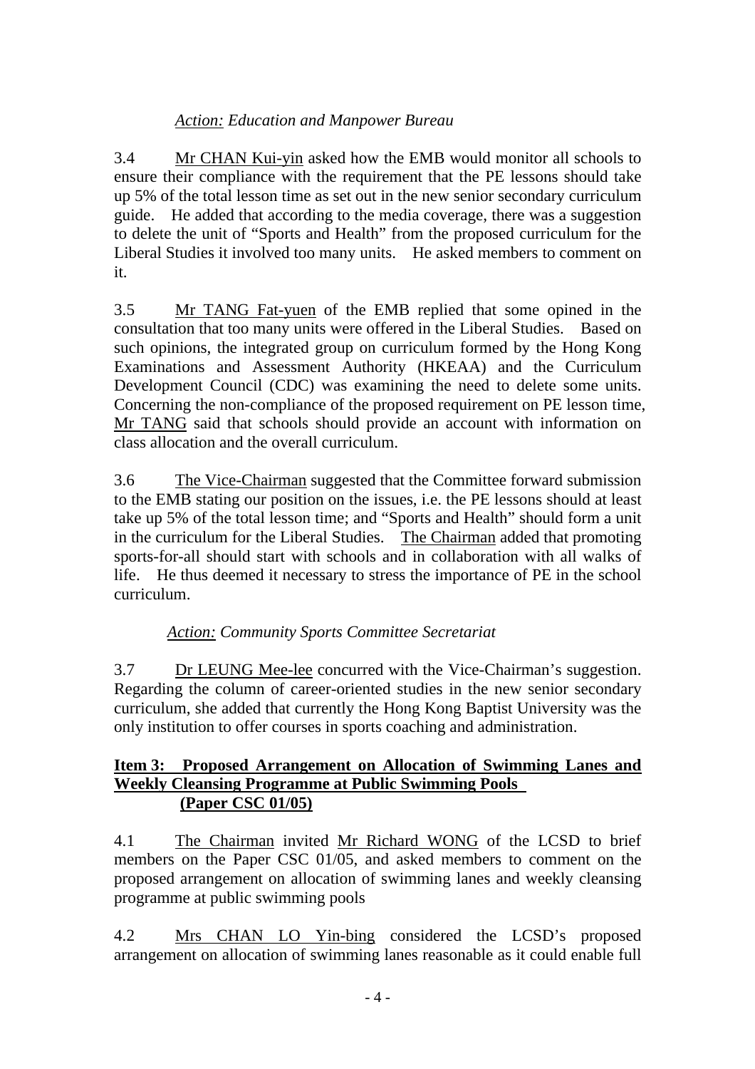*Action: Education and Manpower Bureau*

3.4 Mr CHAN Kui-yin asked how the EMB would monitor all schools to ensure their compliance with the requirement that the PE lessons should take up 5% of the total lesson time as set out in the new senior secondary curriculum guide. He added that according to the media coverage, there was a suggestion to delete the unit of "Sports and Health" from the proposed curriculum for the Liberal Studies it involved too many units. He asked members to comment on it.

3.5 Mr TANG Fat-yuen of the EMB replied that some opined in the consultation that too many units were offered in the Liberal Studies. Based on such opinions, the integrated group on curriculum formed by the Hong Kong Examinations and Assessment Authority (HKEAA) and the Curriculum Development Council (CDC) was examining the need to delete some units. Concerning the non-compliance of the proposed requirement on PE lesson time, Mr TANG said that schools should provide an account with information on class allocation and the overall curriculum.

3.6 The Vice-Chairman suggested that the Committee forward submission to the EMB stating our position on the issues, i.e. the PE lessons should at least take up 5% of the total lesson time; and "Sports and Health" should form a unit in the curriculum for the Liberal Studies. The Chairman added that promoting sports-for-all should start with schools and in collaboration with all walks of life. He thus deemed it necessary to stress the importance of PE in the school curriculum.

*Action: Community Sports Committee Secretariat*

3.7 Dr LEUNG Mee-lee concurred with the Vice-Chairman's suggestion. Regarding the column of career-oriented studies in the new senior secondary curriculum, she added that currently the Hong Kong Baptist University was the only institution to offer courses in sports coaching and administration.

**Item 3: Proposed Arrangement on Allocation of Swimming Lanes and Weekly Cleansing Programme at Public Swimming Pools (Paper CSC 01/05)**

4.1 The Chairman invited Mr Richard WONG of the LCSD to brief members on the Paper CSC 01/05, and asked members to comment on the proposed arrangement on allocation of swimming lanes and weekly cleansing programme at public swimming pools

4.2 Mrs CHAN LO Yin-bing considered the LCSD's proposed arrangement on allocation of swimming lanes reasonable as it could enable full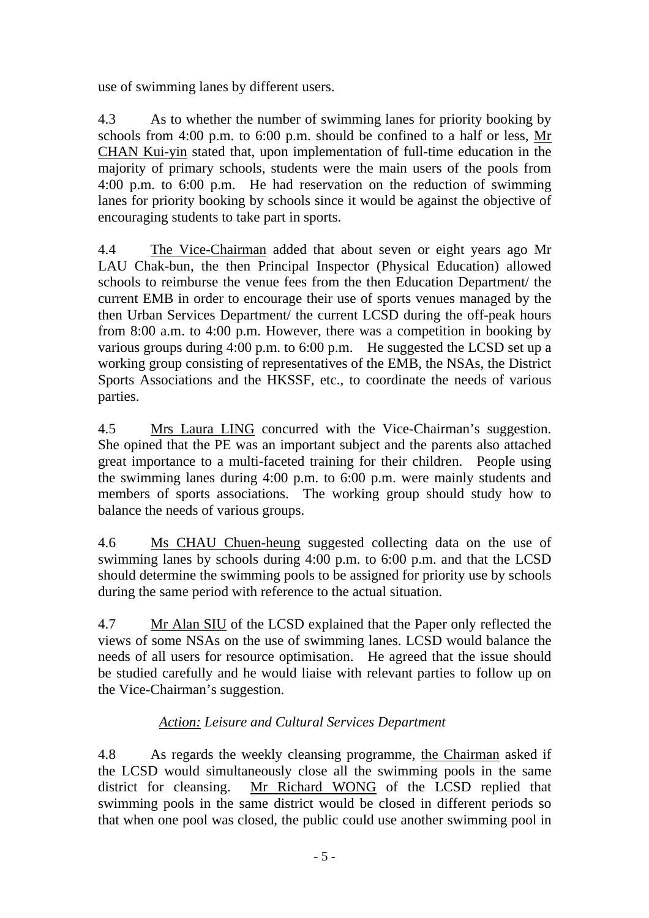use of swimming lanes by different users.

4.3 As to whether the number of swimming lanes for priority booking by schools from 4:00 p.m. to 6:00 p.m. should be confined to a half or less, Mr CHAN Kui-yin stated that, upon implementation of full-time education in the majority of primary schools, students were the main users of the pools from 4:00 p.m. to 6:00 p.m. He had reservation on the reduction of swimming lanes for priority booking by schools since it would be against the objective of encouraging students to take part in sports.

4.4 The Vice-Chairman added that about seven or eight years ago Mr LAU Chak-bun, the then Principal Inspector (Physical Education) allowed schools to reimburse the venue fees from the then Education Department/ the current EMB in order to encourage their use of sports venues managed by the then Urban Services Department/ the current LCSD during the off-peak hours from 8:00 a.m. to 4:00 p.m. However, there was a competition in booking by various groups during 4:00 p.m. to 6:00 p.m. He suggested the LCSD set up a working group consisting of representatives of the EMB, the NSAs, the District Sports Associations and the HKSSF, etc., to coordinate the needs of various parties.

4.5 Mrs Laura LING concurred with the Vice-Chairman's suggestion. She opined that the PE was an important subject and the parents also attached great importance to a multi-faceted training for their children. People using the swimming lanes during 4:00 p.m. to 6:00 p.m. were mainly students and members of sports associations. The working group should study how to balance the needs of various groups.

4.6 Ms CHAU Chuen-heung suggested collecting data on the use of swimming lanes by schools during 4:00 p.m. to 6:00 p.m. and that the LCSD should determine the swimming pools to be assigned for priority use by schools during the same period with reference to the actual situation.

4.7 Mr Alan SIU of the LCSD explained that the Paper only reflected the views of some NSAs on the use of swimming lanes. LCSD would balance the needs of all users for resource optimisation. He agreed that the issue should be studied carefully and he would liaise with relevant parties to follow up on the Vice-Chairman's suggestion.

*Action: Leisure and Cultural Services Department*

4.8 As regards the weekly cleansing programme, the Chairman asked if the LCSD would simultaneously close all the swimming pools in the same district for cleansing. Mr Richard WONG of the LCSD replied that swimming pools in the same district would be closed in different periods so that when one pool was closed, the public could use another swimming pool in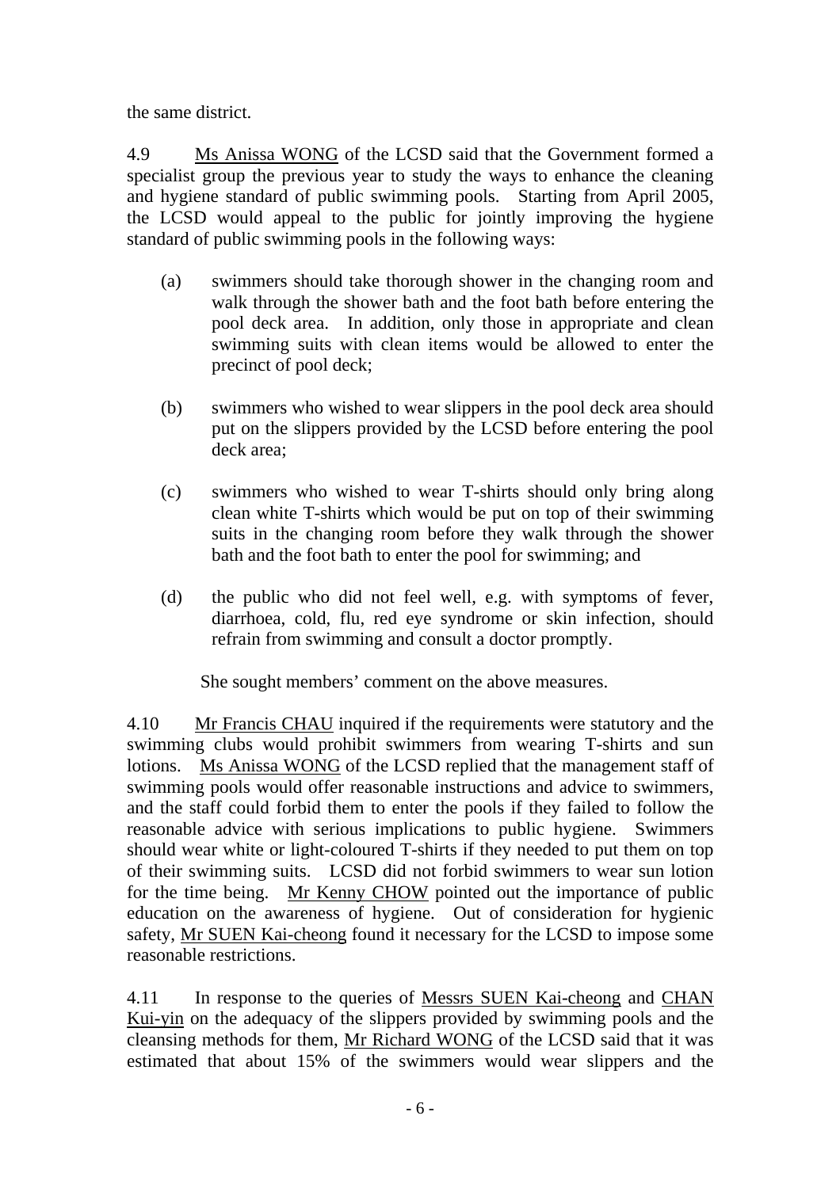the same district.

4.9 Ms Anissa WONG of the LCSD said that the Government formed a specialist group the previous year to study the ways to enhance the cleaning and hygiene standard of public swimming pools. Starting from April 2005, the LCSD would appeal to the public for jointly improving the hygiene standard of public swimming pools in the following ways:

(a) swimmers should take thorough shower in the changing room and walk through the shower bath and the foot bath before entering the pool deck area. In addition, only those in appropriate and clean swimming suits with clean items would be allowed to enter the precinct of pool deck;

(b) swimmers who wished to wear slippers in the pool deck area should put on the slippers provided by the LCSD before entering the pool deck area;

(c) swimmers who wished to wear T-shirts should only bring along clean white T-shirts which would be put on top of their swimming suits in the changing room before they walk through the shower bath and the foot bath to enter the pool for swimming; and

(d) the public who did not feel well, e.g. with symptoms of fever, diarrhoea, cold, flu, red eye syndrome or skin infection, should refrain from swimming and consult a doctor promptly.

She sought members' comment on the above measures.

4.10 Mr Francis CHAU inquired if the requirements were statutory and the swimming clubs would prohibit swimmers from wearing T-shirts and sun lotions. Ms Anissa WONG of the LCSD replied that the management staff of swimming pools would offer reasonable instructions and advice to swimmers, and the staff could forbid them to enter the pools if they failed to follow the reasonable advice with serious implications to public hygiene. Swimmers should wear white or light-coloured T-shirts if they needed to put them on top of their swimming suits. LCSD did not forbid swimmers to wear sun lotion for the time being. Mr Kenny CHOW pointed out the importance of public education on the awareness of hygiene. Out of consideration for hygienic safety, Mr SUEN Kai-cheong found it necessary for the LCSD to impose some reasonable restrictions.

4.11 In response to the queries of Messrs SUEN Kai-cheong and CHAN Kui-yin on the adequacy of the slippers provided by swimming pools and the cleansing methods for them, Mr Richard WONG of the LCSD said that it was estimated that about 15% of the swimmers would wear slippers and the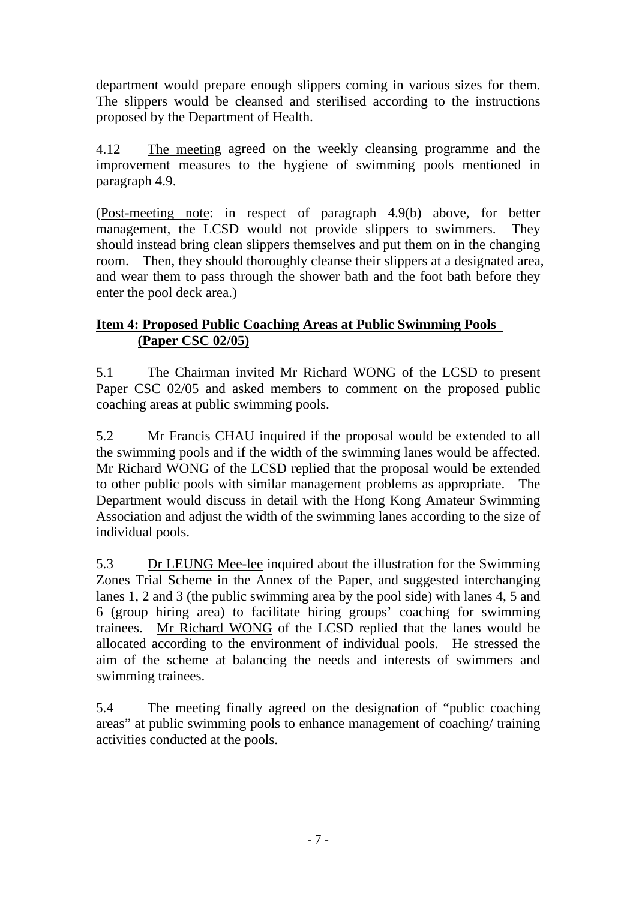department would prepare enough slippers coming in various sizes for them. The slippers would be cleansed and sterilised according to the instructions proposed by the Department of Health.

4.12 The meeting agreed on the weekly cleansing programme and the improvement measures to the hygiene of swimming pools mentioned in paragraph 4.9.

(Post-meeting note: in respect of paragraph 4.9(b) above, for better management, the LCSD would not provide slippers to swimmers. They should instead bring clean slippers themselves and put them on in the changing room. Then, they should thoroughly cleanse their slippers at a designated area, and wear them to pass through the shower bath and the foot bath before they enter the pool deck area.)

**Item 4: Proposed Public Coaching Areas at Public Swimming Pools (Paper CSC 02/05)**

5.1 The Chairman invited Mr Richard WONG of the LCSD to present Paper CSC 02/05 and asked members to comment on the proposed public coaching areas at public swimming pools.

5.2 Mr Francis CHAU inquired if the proposal would be extended to all the swimming pools and if the width of the swimming lanes would be affected. Mr Richard WONG of the LCSD replied that the proposal would be extended to other public pools with similar management problems as appropriate. The Department would discuss in detail with the Hong Kong Amateur Swimming Association and adjust the width of the swimming lanes according to the size of individual pools.

5.3 Dr LEUNG Mee-lee inquired about the illustration for the Swimming Zones Trial Scheme in the Annex of the Paper, and suggested interchanging lanes 1, 2 and 3 (the public swimming area by the pool side) with lanes 4, 5 and 6 (group hiring area) to facilitate hiring groups' coaching for swimming trainees. Mr Richard WONG of the LCSD replied that the lanes would be allocated according to the environment of individual pools. He stressed the aim of the scheme at balancing the needs and interests of swimmers and swimming trainees.

5.4 The meeting finally agreed on the designation of "public coaching areas" at public swimming pools to enhance management of coaching/ training activities conducted at the pools.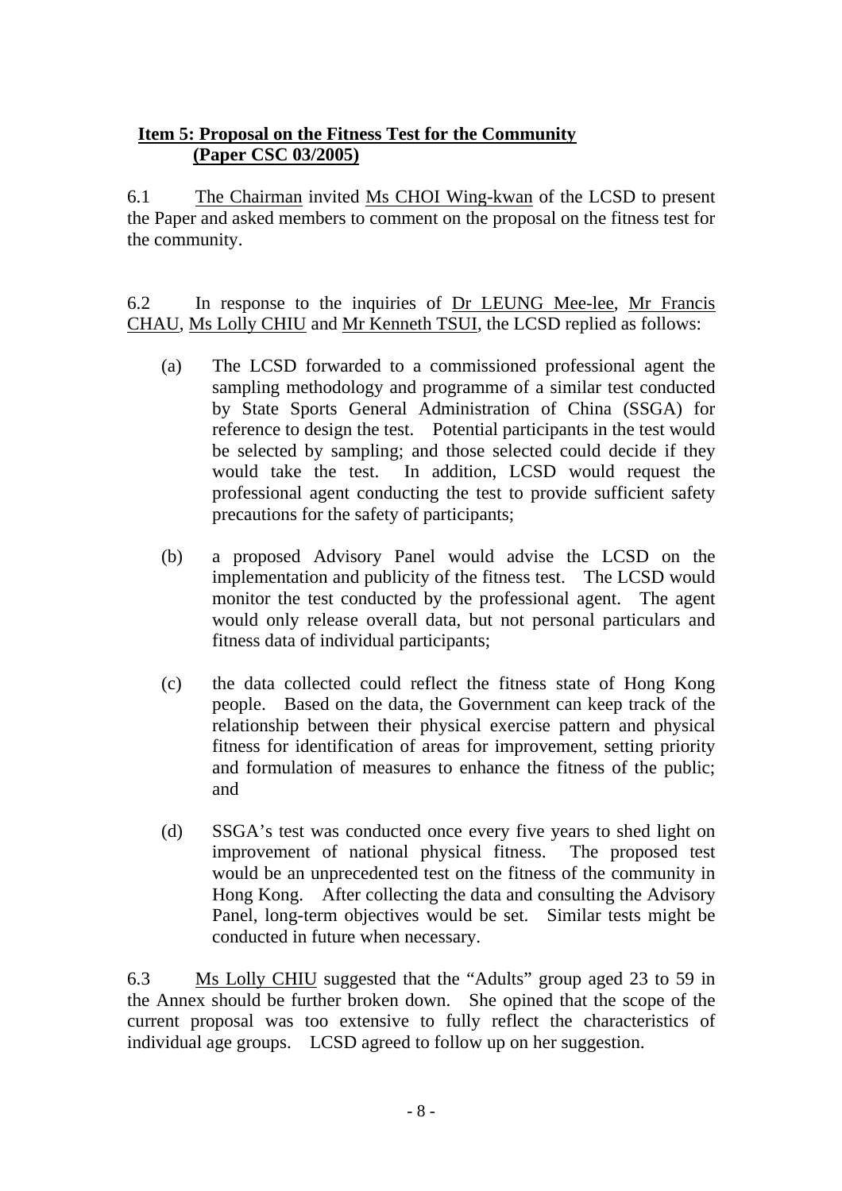**Item 5: Proposal on the Fitness Test for the Community (Paper CSC 03/2005)**

6.1 The Chairman invited Ms CHOI Wing-kwan of the LCSD to present the Paper and asked members to comment on the proposal on the fitness test for the community.

6.2 In response to the inquiries of Dr LEUNG Mee-lee, Mr Francis CHAU, Ms Lolly CHIU and Mr Kenneth TSUI, the LCSD replied as follows:

(a) The LCSD forwarded to a commissioned professional agent the sampling methodology and programme of a similar test conducted by State Sports General Administration of China (SSGA) for reference to design the test. Potential participants in the test would be selected by sampling; and those selected could decide if they would take the test. In addition, LCSD would request the professional agent conducting the test to provide sufficient safety precautions for the safety of participants;

(b) a proposed Advisory Panel would advise the LCSD on the implementation and publicity of the fitness test. The LCSD would monitor the test conducted by the professional agent. The agent would only release overall data, but not personal particulars and fitness data of individual participants;

(c) the data collected could reflect the fitness state of Hong Kong people. Based on the data, the Government can keep track of the relationship between their physical exercise pattern and physical fitness for identification of areas for improvement, setting priority and formulation of measures to enhance the fitness of the public; and

(d) SSGA's test was conducted once every five years to shed light on improvement of national physical fitness. The proposed test would be an unprecedented test on the fitness of the community in Hong Kong. After collecting the data and consulting the Advisory Panel, long-term objectives would be set. Similar tests might be conducted in future when necessary.

6.3 Ms Lolly CHIU suggested that the "Adults" group aged 23 to 59 in the Annex should be further broken down. She opined that the scope of the current proposal was too extensive to fully reflect the characteristics of individual age groups. LCSD agreed to follow up on her suggestion.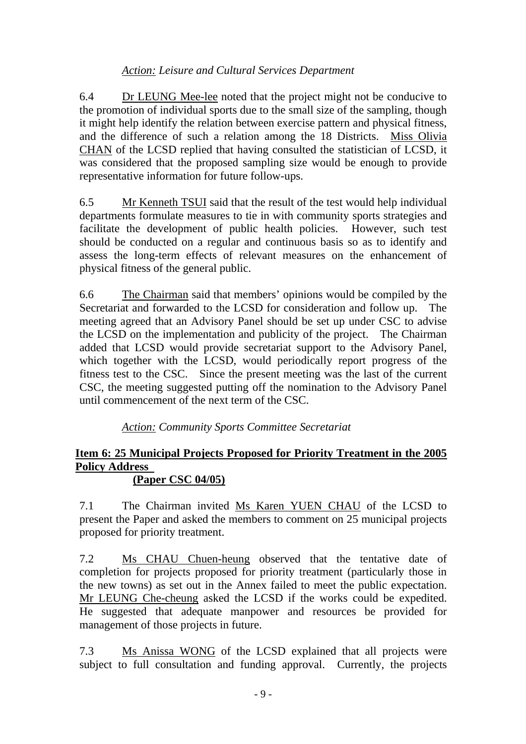*Action: Leisure and Cultural Services Department*

6.4 Dr LEUNG Mee-lee noted that the project might not be conducive to the promotion of individual sports due to the small size of the sampling, though it might help identify the relation between exercise pattern and physical fitness, and the difference of such a relation among the 18 Districts. Miss Olivia CHAN of the LCSD replied that having consulted the statistician of LCSD, it was considered that the proposed sampling size would be enough to provide representative information for future follow-ups.

6.5 Mr Kenneth TSUI said that the result of the test would help individual departments formulate measures to tie in with community sports strategies and facilitate the development of public health policies. However, such test should be conducted on a regular and continuous basis so as to identify and assess the long-term effects of relevant measures on the enhancement of physical fitness of the general public.

6.6 The Chairman said that members' opinions would be compiled by the Secretariat and forwarded to the LCSD for consideration and follow up. The meeting agreed that an Advisory Panel should be set up under CSC to advise the LCSD on the implementation and publicity of the project. The Chairman added that LCSD would provide secretariat support to the Advisory Panel, which together with the LCSD, would periodically report progress of the fitness test to the CSC. Since the present meeting was the last of the current CSC, the meeting suggested putting off the nomination to the Advisory Panel until commencement of the next term of the CSC.

*Action: Community Sports Committee Secretariat*

**Item 6: 25 Municipal Projects Proposed for Priority Treatment in the 2005 Policy Address**
**(Paper CSC 04/05)**

7.1 The Chairman invited Ms Karen YUEN CHAU of the LCSD to present the Paper and asked the members to comment on 25 municipal projects proposed for priority treatment.

7.2 Ms CHAU Chuen-heung observed that the tentative date of completion for projects proposed for priority treatment (particularly those in the new towns) as set out in the Annex failed to meet the public expectation. Mr LEUNG Che-cheung asked the LCSD if the works could be expedited. He suggested that adequate manpower and resources be provided for management of those projects in future.

7.3 Ms Anissa WONG of the LCSD explained that all projects were subject to full consultation and funding approval. Currently, the projects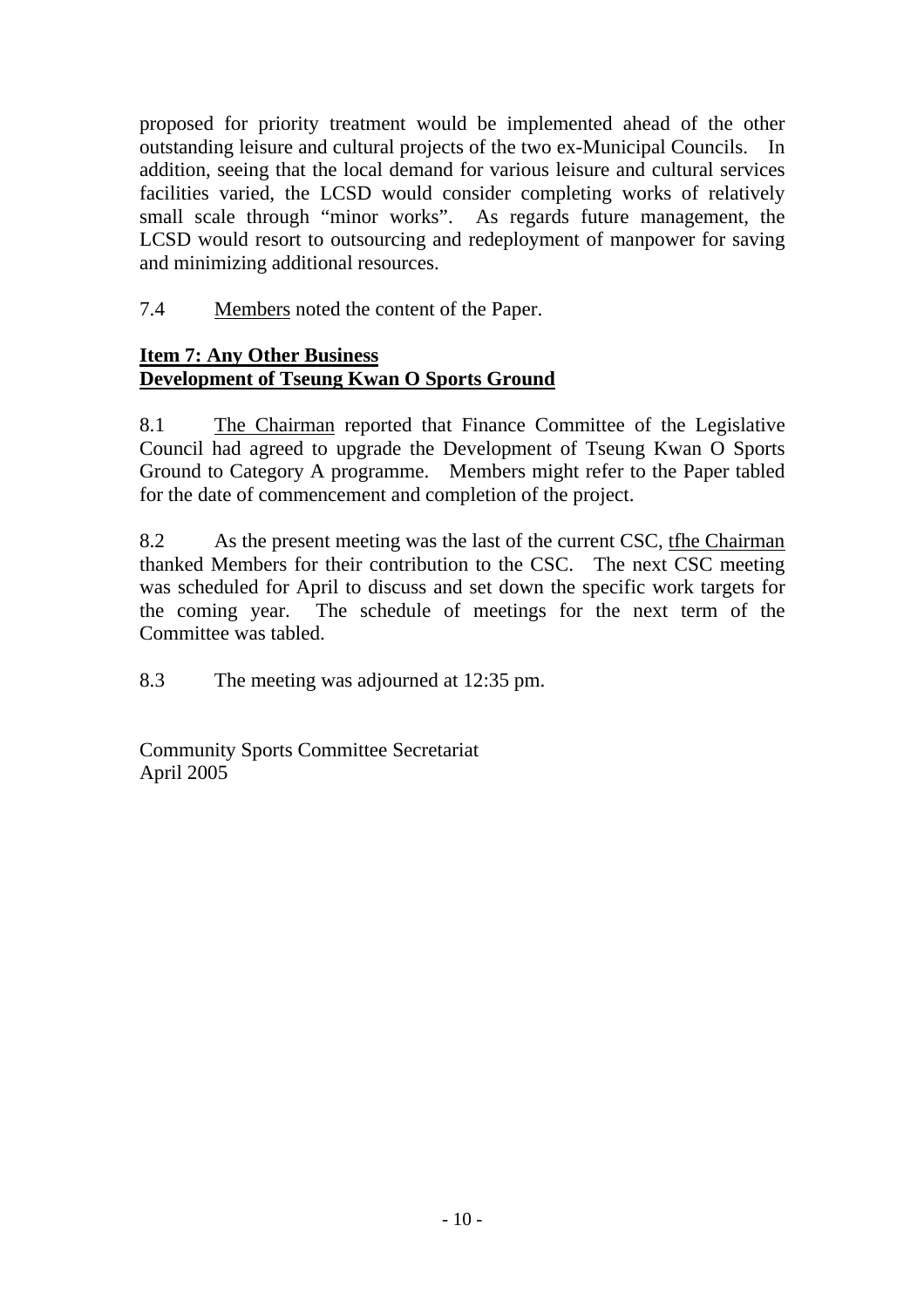proposed for priority treatment would be implemented ahead of the other outstanding leisure and cultural projects of the two ex-Municipal Councils. In addition, seeing that the local demand for various leisure and cultural services facilities varied, the LCSD would consider completing works of relatively small scale through "minor works". As regards future management, the LCSD would resort to outsourcing and redeployment of manpower for saving and minimizing additional resources.

7.4 Members noted the content of the Paper.

**Item 7: Any Other Business**
**Development of Tseung Kwan O Sports Ground**

8.1 The Chairman reported that Finance Committee of the Legislative Council had agreed to upgrade the Development of Tseung Kwan O Sports Ground to Category A programme. Members might refer to the Paper tabled for the date of commencement and completion of the project.

8.2 As the present meeting was the last of the current CSC, tfhe Chairman thanked Members for their contribution to the CSC. The next CSC meeting was scheduled for April to discuss and set down the specific work targets for the coming year. The schedule of meetings for the next term of the Committee was tabled.

8.3 The meeting was adjourned at 12:35 pm.

Community Sports Committee Secretariat
April 2005